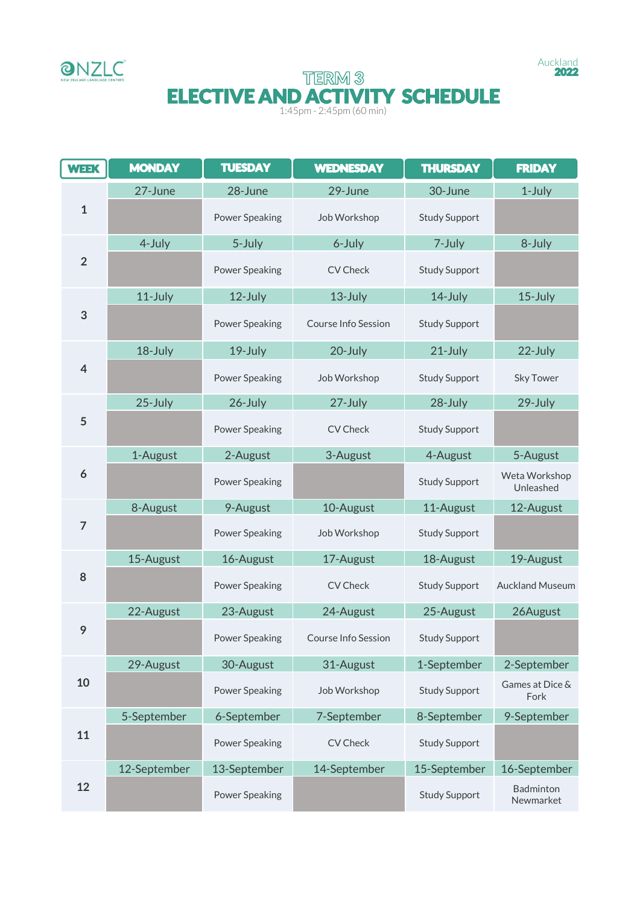NZLC
NEW ZEALAND LANGUAGE CENTRES

Auckland
**2022**

# TERM 3
# ELECTIVE AND ACTIVITY SCHEDULE

1:45pm - 2:45pm (60 min)

| WEEK | MONDAY | TUESDAY | WEDNESDAY | THURSDAY | FRIDAY |
|---|---|---|---|---|---|
| 1 | 27-June | 28-June | 29-June | 30-June | 1-July |
| | | Power Speaking | Job Workshop | Study Support | |
| 2 | 4-July | 5-July | 6-July | 7-July | 8-July |
| | | Power Speaking | CV Check | Study Support | |
| 3 | 11-July | 12-July | 13-July | 14-July | 15-July |
| | | Power Speaking | Course Info Session | Study Support | |
| 4 | 18-July | 19-July | 20-July | 21-July | 22-July |
| | | Power Speaking | Job Workshop | Study Support | Sky Tower |
| 5 | 25-July | 26-July | 27-July | 28-July | 29-July |
| | | Power Speaking | CV Check | Study Support | |
| 6 | 1-August | 2-August | 3-August | 4-August | 5-August |
| | | Power Speaking | | Study Support | Weta Workshop Unleashed |
| 7 | 8-August | 9-August | 10-August | 11-August | 12-August |
| | | Power Speaking | Job Workshop | Study Support | |
| 8 | 15-August | 16-August | 17-August | 18-August | 19-August |
| | | Power Speaking | CV Check | Study Support | Auckland Museum |
| 9 | 22-August | 23-August | 24-August | 25-August | 26August |
| | | Power Speaking | Course Info Session | Study Support | |
| 10 | 29-August | 30-August | 31-August | 1-September | 2-September |
| | | Power Speaking | Job Workshop | Study Support | Games at Dice & Fork |
| 11 | 5-September | 6-September | 7-September | 8-September | 9-September |
| | | Power Speaking | CV Check | Study Support | |
| 12 | 12-September | 13-September | 14-September | 15-September | 16-September |
| | | Power Speaking | | Study Support | Badminton Newmarket |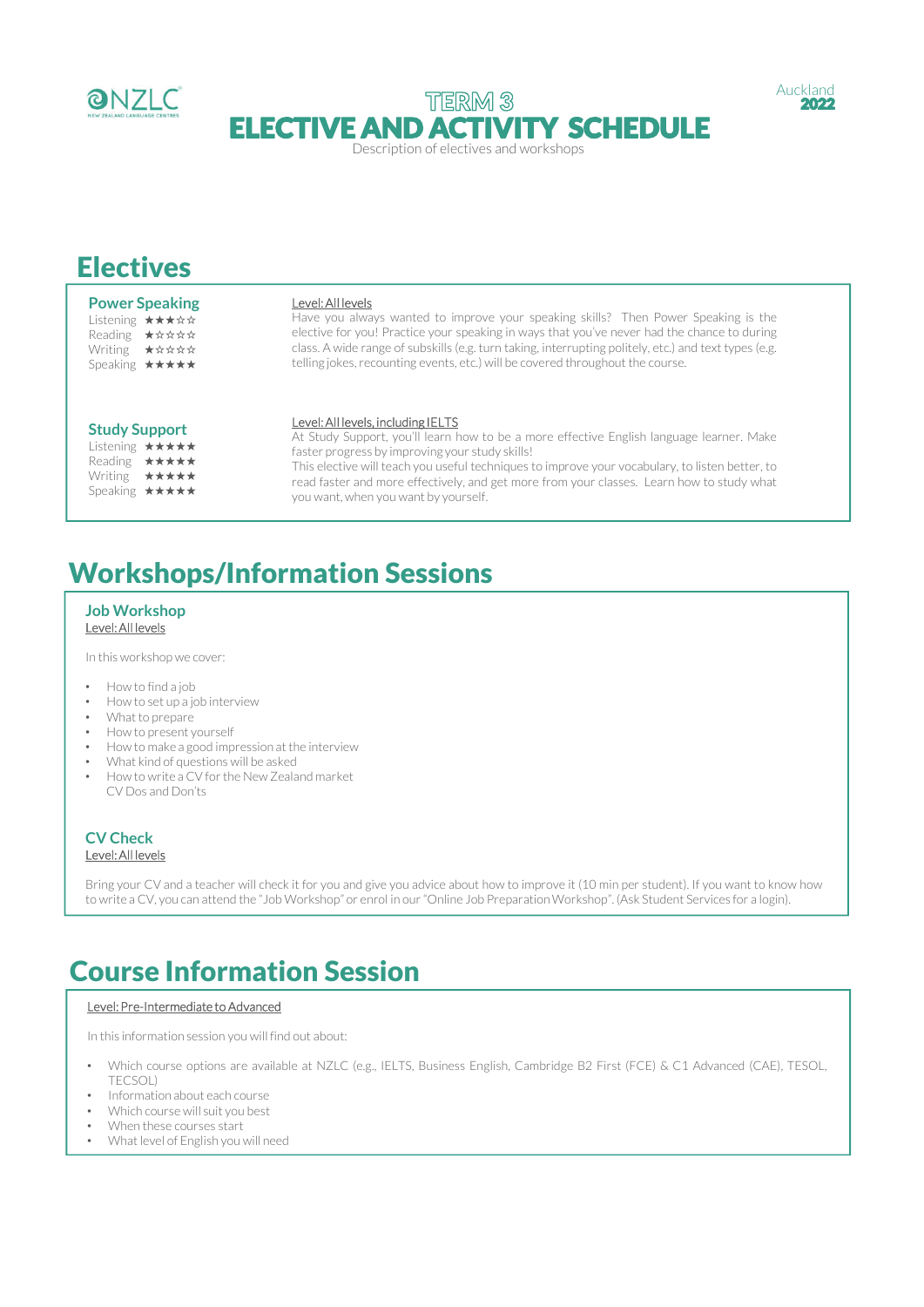NZLC NEW ZEALAND LANGUAGE CENTRES

Auckland **2022**

# TERM 3
# ELECTIVE AND ACTIVITY SCHEDULE

Description of electives and workshops

## Electives

### Power Speaking

Listening ★★★☆☆
Reading ★☆☆☆☆
Writing ★☆☆☆☆
Speaking ★★★★★

Level: All levels

Have you always wanted to improve your speaking skills? Then Power Speaking is the elective for you! Practice your speaking in ways that you've never had the chance to during class. A wide range of subskills (e.g. turn taking, interrupting politely, etc.) and text types (e.g. telling jokes, recounting events, etc.) will be covered throughout the course.

### Study Support

Listening ★★★★★
Reading ★★★★★
Writing ★★★★★
Speaking ★★★★★

Level: All levels, including IELTS

At Study Support, you'll learn how to be a more effective English language learner. Make faster progress by improving your study skills!
This elective will teach you useful techniques to improve your vocabulary, to listen better, to read faster and more effectively, and get more from your classes. Learn how to study what you want, when you want by yourself.

## Workshops/Information Sessions

### Job Workshop

Level: All levels

In this workshop we cover:

- How to find a job
- How to set up a job interview
- What to prepare
- How to present yourself
- How to make a good impression at the interview
- What kind of questions will be asked
- How to write a CV for the New Zealand market
  CV Dos and Don'ts

### CV Check

Level: All levels

Bring your CV and a teacher will check it for you and give you advice about how to improve it (10 min per student). If you want to know how to write a CV, you can attend the "Job Workshop" or enrol in our "Online Job Preparation Workshop". (Ask Student Services for a login).

## Course Information Session

Level: Pre-Intermediate to Advanced

In this information session you will find out about:

- Which course options are available at NZLC (e.g., IELTS, Business English, Cambridge B2 First (FCE) & C1 Advanced (CAE), TESOL, TECSOL)
- Information about each course
- Which course will suit you best
- When these courses start
- What level of English you will need